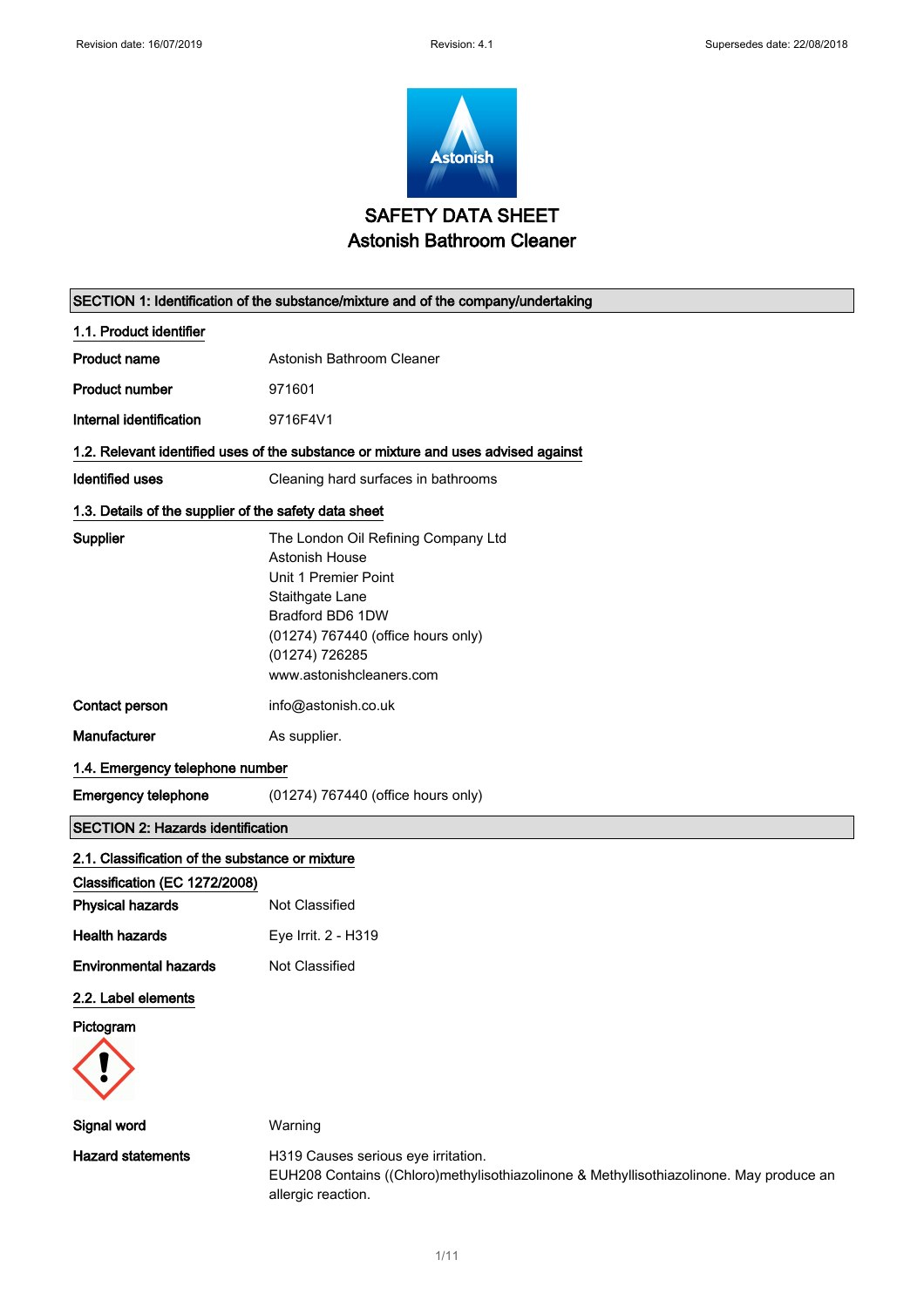Revision date: 16/07/2019 | Revision: 4.1 | Supersedes date: 22/08/2018

# SAFETY DATA SHEET
# Astonish Bathroom Cleaner

## SECTION 1: Identification of the substance/mixture and of the company/undertaking

### 1.1. Product identifier

**Product name** Astonish Bathroom Cleaner

**Product number** 971601

**Internal identification** 9716F4V1

### 1.2. Relevant identified uses of the substance or mixture and uses advised against

**Identified uses** Cleaning hard surfaces in bathrooms

### 1.3. Details of the supplier of the safety data sheet

**Supplier**
The London Oil Refining Company Ltd
Astonish House
Unit 1 Premier Point
Staithgate Lane
Bradford BD6 1DW
(01274) 767440 (office hours only)
(01274) 726285
www.astonishcleaners.com

**Contact person** info@astonish.co.uk

**Manufacturer** As supplier.

### 1.4. Emergency telephone number

**Emergency telephone** (01274) 767440 (office hours only)

## SECTION 2: Hazards identification

### 2.1. Classification of the substance or mixture

**Classification (EC 1272/2008)**

**Physical hazards** Not Classified

**Health hazards** Eye Irrit. 2 - H319

**Environmental hazards** Not Classified

### 2.2. Label elements

**Pictogram**

**Signal word** Warning

**Hazard statements**
H319 Causes serious eye irritation.
EUH208 Contains ((Chloro)methylisothiazolinone & Methyllisothiazolinone. May produce an allergic reaction.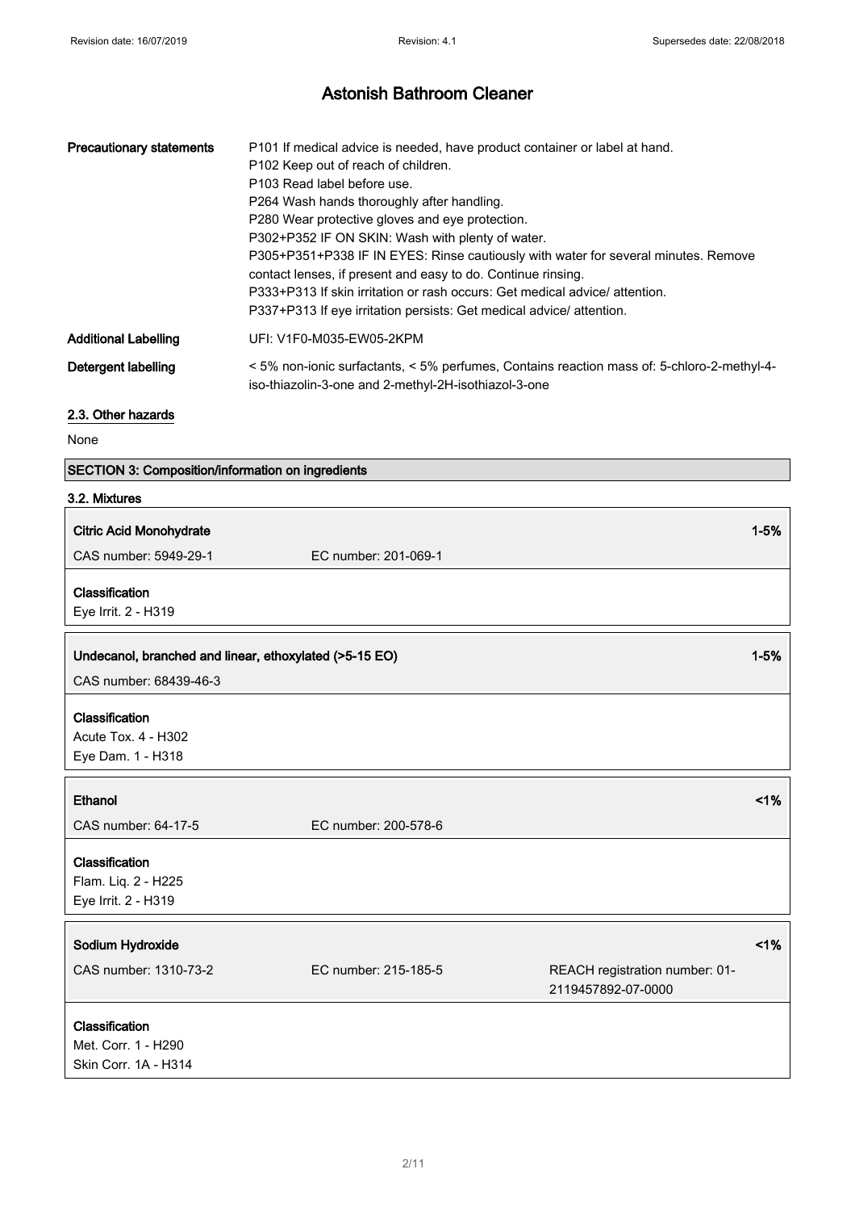| | |
|---|---|
| **Precautionary statements** | P101 If medical advice is needed, have product container or label at hand.<br>P102 Keep out of reach of children.<br>P103 Read label before use.<br>P264 Wash hands thoroughly after handling.<br>P280 Wear protective gloves and eye protection.<br>P302+P352 IF ON SKIN: Wash with plenty of water.<br>P305+P351+P338 IF IN EYES: Rinse cautiously with water for several minutes. Remove contact lenses, if present and easy to do. Continue rinsing.<br>P333+P313 If skin irritation or rash occurs: Get medical advice/ attention.<br>P337+P313 If eye irritation persists: Get medical advice/ attention. |
| **Additional Labelling** | UFI: V1F0-M035-EW05-2KPM |
| **Detergent labelling** | < 5% non-ionic surfactants, < 5% perfumes, Contains reaction mass of: 5-chloro-2-methyl-4-iso-thiazolin-3-one and 2-methyl-2H-isothiazol-3-one |

### 2.3. Other hazards

None

## SECTION 3: Composition/information on ingredients

### 3.2. Mixtures

**Citric Acid Monohydrate** — 1-5%

CAS number: 5949-29-1 | EC number: 201-069-1

**Classification**
Eye Irrit. 2 - H319

**Undecanol, branched and linear, ethoxylated (>5-15 EO)** — 1-5%

CAS number: 68439-46-3

**Classification**
Acute Tox. 4 - H302
Eye Dam. 1 - H318

**Ethanol** — <1%

CAS number: 64-17-5 | EC number: 200-578-6

**Classification**
Flam. Liq. 2 - H225
Eye Irrit. 2 - H319

**Sodium Hydroxide** — <1%

CAS number: 1310-73-2 | EC number: 215-185-5 | REACH registration number: 01-2119457892-07-0000

**Classification**
Met. Corr. 1 - H290
Skin Corr. 1A - H314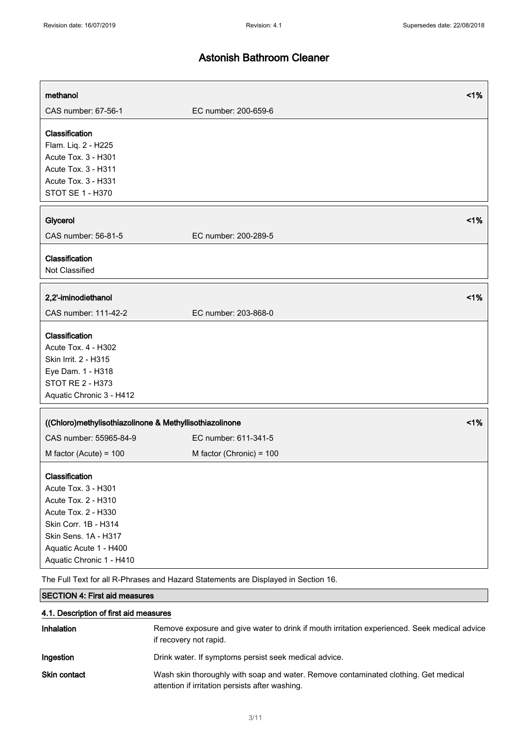# Astonish Bathroom Cleaner

| methanol | | <1% |
|---|---|---|
| CAS number: 67-56-1 | EC number: 200-659-6 | |

**Classification**
Flam. Liq. 2 - H225
Acute Tox. 3 - H301
Acute Tox. 3 - H311
Acute Tox. 3 - H331
STOT SE 1 - H370

| Glycerol | | <1% |
|---|---|---|
| CAS number: 56-81-5 | EC number: 200-289-5 | |

**Classification**
Not Classified

| 2,2'-iminodiethanol | | <1% |
|---|---|---|
| CAS number: 111-42-2 | EC number: 203-868-0 | |

**Classification**
Acute Tox. 4 - H302
Skin Irrit. 2 - H315
Eye Dam. 1 - H318
STOT RE 2 - H373
Aquatic Chronic 3 - H412

| ((Chloro)methylisothiazolinone & Methylisothiazolinone | | <1% |
|---|---|---|
| CAS number: 55965-84-9 | EC number: 611-341-5 | |
| M factor (Acute) = 100 | M factor (Chronic) = 100 | |

**Classification**
Acute Tox. 3 - H301
Acute Tox. 2 - H310
Acute Tox. 2 - H330
Skin Corr. 1B - H314
Skin Sens. 1A - H317
Aquatic Acute 1 - H400
Aquatic Chronic 1 - H410

The Full Text for all R-Phrases and Hazard Statements are Displayed in Section 16.

## SECTION 4: First aid measures

### 4.1. Description of first aid measures

**Inhalation** Remove exposure and give water to drink if mouth irritation experienced. Seek medical advice if recovery not rapid.

**Ingestion** Drink water. If symptoms persist seek medical advice.

**Skin contact** Wash skin thoroughly with soap and water. Remove contaminated clothing. Get medical attention if irritation persists after washing.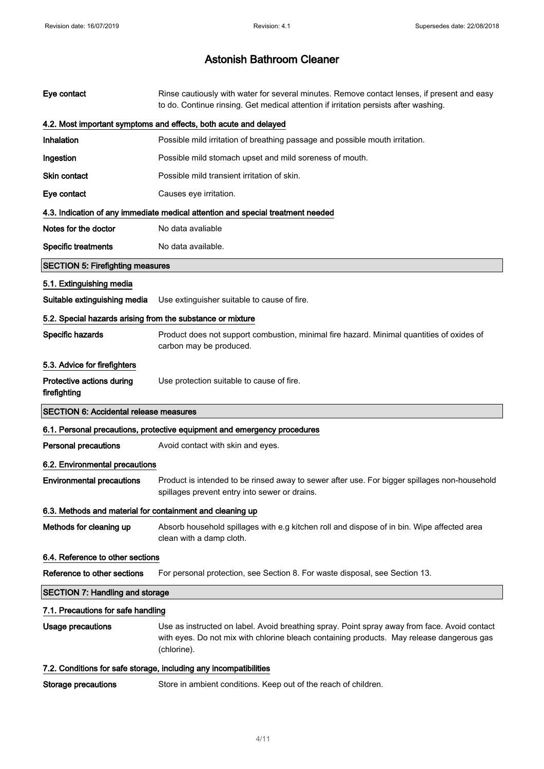**Eye contact** Rinse cautiously with water for several minutes. Remove contact lenses, if present and easy to do. Continue rinsing. Get medical attention if irritation persists after washing.

### 4.2. Most important symptoms and effects, both acute and delayed

**Inhalation** Possible mild irritation of breathing passage and possible mouth irritation.

**Ingestion** Possible mild stomach upset and mild soreness of mouth.

**Skin contact** Possible mild transient irritation of skin.

**Eye contact** Causes eye irritation.

### 4.3. Indication of any immediate medical attention and special treatment needed

**Notes for the doctor** No data avaliable

**Specific treatments** No data available.

## SECTION 5: Firefighting measures

### 5.1. Extinguishing media

**Suitable extinguishing media** Use extinguisher suitable to cause of fire.

### 5.2. Special hazards arising from the substance or mixture

**Specific hazards** Product does not support combustion, minimal fire hazard. Minimal quantities of oxides of carbon may be produced.

### 5.3. Advice for firefighters

**Protective actions during firefighting** Use protection suitable to cause of fire.

## SECTION 6: Accidental release measures

### 6.1. Personal precautions, protective equipment and emergency procedures

**Personal precautions** Avoid contact with skin and eyes.

### 6.2. Environmental precautions

**Environmental precautions** Product is intended to be rinsed away to sewer after use. For bigger spillages non-household spillages prevent entry into sewer or drains.

### 6.3. Methods and material for containment and cleaning up

**Methods for cleaning up** Absorb household spillages with e.g kitchen roll and dispose of in bin. Wipe affected area clean with a damp cloth.

### 6.4. Reference to other sections

**Reference to other sections** For personal protection, see Section 8. For waste disposal, see Section 13.

## SECTION 7: Handling and storage

### 7.1. Precautions for safe handling

**Usage precautions** Use as instructed on label. Avoid breathing spray. Point spray away from face. Avoid contact with eyes. Do not mix with chlorine bleach containing products. May release dangerous gas (chlorine).

### 7.2. Conditions for safe storage, including any incompatibilities

**Storage precautions** Store in ambient conditions. Keep out of the reach of children.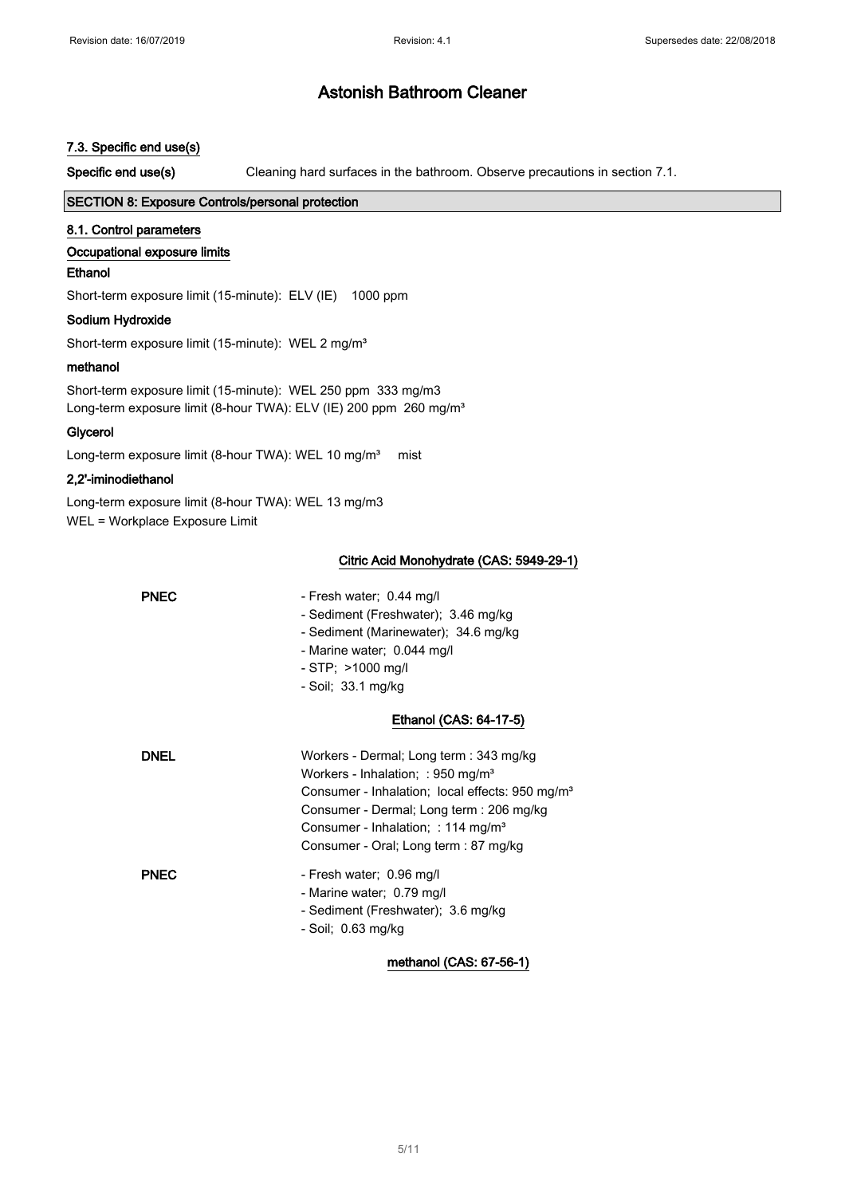# Astonish Bathroom Cleaner

### 7.3. Specific end use(s)

**Specific end use(s)** Cleaning hard surfaces in the bathroom. Observe precautions in section 7.1.

## SECTION 8: Exposure Controls/personal protection

### 8.1. Control parameters

#### Occupational exposure limits

**Ethanol**

Short-term exposure limit (15-minute): ELV (IE) 1000 ppm

**Sodium Hydroxide**

Short-term exposure limit (15-minute): WEL 2 mg/m³

**methanol**

Short-term exposure limit (15-minute): WEL 250 ppm 333 mg/m3
Long-term exposure limit (8-hour TWA): ELV (IE) 200 ppm 260 mg/m³

**Glycerol**

Long-term exposure limit (8-hour TWA): WEL 10 mg/m³ mist

**2,2'-iminodiethanol**

Long-term exposure limit (8-hour TWA): WEL 13 mg/m3
WEL = Workplace Exposure Limit

#### Citric Acid Monohydrate (CAS: 5949-29-1)

**PNEC**
- Fresh water; 0.44 mg/l
- Sediment (Freshwater); 3.46 mg/kg
- Sediment (Marinewater); 34.6 mg/kg
- Marine water; 0.044 mg/l
- STP; >1000 mg/l
- Soil; 33.1 mg/kg

#### Ethanol (CAS: 64-17-5)

**DNEL**
Workers - Dermal; Long term : 343 mg/kg
Workers - Inhalation; : 950 mg/m³
Consumer - Inhalation; local effects: 950 mg/m³
Consumer - Dermal; Long term : 206 mg/kg
Consumer - Inhalation; : 114 mg/m³
Consumer - Oral; Long term : 87 mg/kg

**PNEC**
- Fresh water; 0.96 mg/l
- Marine water; 0.79 mg/l
- Sediment (Freshwater); 3.6 mg/kg
- Soil; 0.63 mg/kg

#### methanol (CAS: 67-56-1)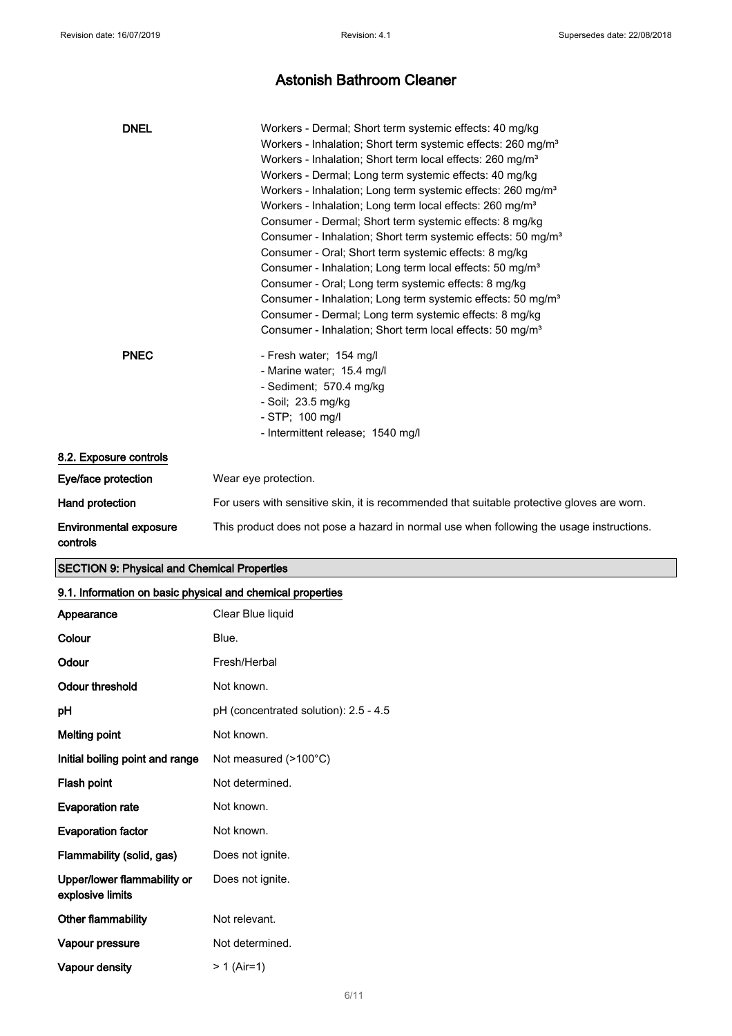# Astonish Bathroom Cleaner

**DNEL**

Workers - Dermal; Short term systemic effects: 40 mg/kg
Workers - Inhalation; Short term systemic effects: 260 mg/m³
Workers - Inhalation; Short term local effects: 260 mg/m³
Workers - Dermal; Long term systemic effects: 40 mg/kg
Workers - Inhalation; Long term systemic effects: 260 mg/m³
Workers - Inhalation; Long term local effects: 260 mg/m³
Consumer - Dermal; Short term systemic effects: 8 mg/kg
Consumer - Inhalation; Short term systemic effects: 50 mg/m³
Consumer - Oral; Short term systemic effects: 8 mg/kg
Consumer - Inhalation; Long term local effects: 50 mg/m³
Consumer - Oral; Long term systemic effects: 8 mg/kg
Consumer - Inhalation; Long term systemic effects: 50 mg/m³
Consumer - Dermal; Long term systemic effects: 8 mg/kg
Consumer - Inhalation; Short term local effects: 50 mg/m³

**PNEC**

- Fresh water; 154 mg/l
- Marine water; 15.4 mg/l
- Sediment; 570.4 mg/kg
- Soil; 23.5 mg/kg
- STP; 100 mg/l
- Intermittent release; 1540 mg/l

### 8.2. Exposure controls

| | |
|---|---|
| **Eye/face protection** | Wear eye protection. |
| **Hand protection** | For users with sensitive skin, it is recommended that suitable protective gloves are worn. |
| **Environmental exposure controls** | This product does not pose a hazard in normal use when following the usage instructions. |

## SECTION 9: Physical and Chemical Properties

### 9.1. Information on basic physical and chemical properties

| | |
|---|---|
| **Appearance** | Clear Blue liquid |
| **Colour** | Blue. |
| **Odour** | Fresh/Herbal |
| **Odour threshold** | Not known. |
| **pH** | pH (concentrated solution): 2.5 - 4.5 |
| **Melting point** | Not known. |
| **Initial boiling point and range** | Not measured (>100°C) |
| **Flash point** | Not determined. |
| **Evaporation rate** | Not known. |
| **Evaporation factor** | Not known. |
| **Flammability (solid, gas)** | Does not ignite. |
| **Upper/lower flammability or explosive limits** | Does not ignite. |
| **Other flammability** | Not relevant. |
| **Vapour pressure** | Not determined. |
| **Vapour density** | > 1 (Air=1) |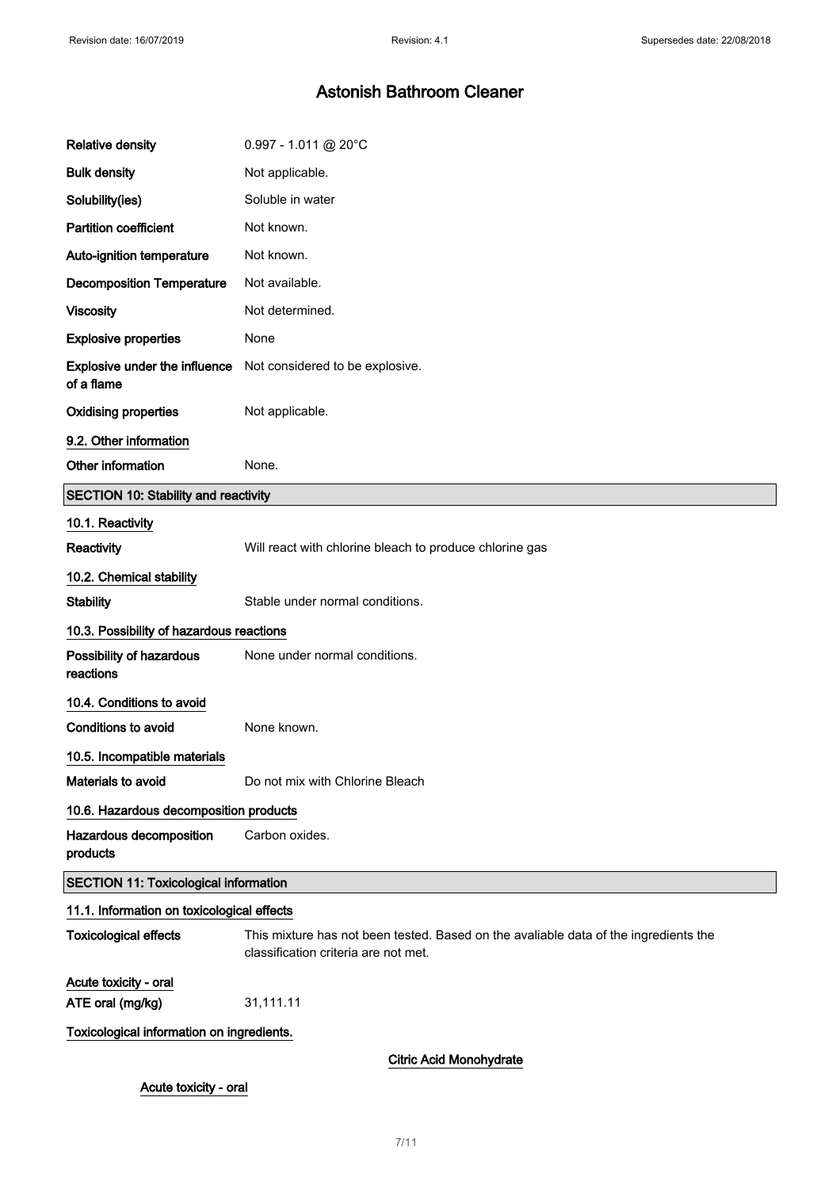| | |
|---|---|
| **Relative density** | 0.997 - 1.011 @ 20°C |
| **Bulk density** | Not applicable. |
| **Solubility(ies)** | Soluble in water |
| **Partition coefficient** | Not known. |
| **Auto-ignition temperature** | Not known. |
| **Decomposition Temperature** | Not available. |
| **Viscosity** | Not determined. |
| **Explosive properties** | None |
| **Explosive under the influence of a flame** | Not considered to be explosive. |
| **Oxidising properties** | Not applicable. |

**9.2. Other information**

| | |
|---|---|
| **Other information** | None. |

## SECTION 10: Stability and reactivity

**10.1. Reactivity**

| | |
|---|---|
| **Reactivity** | Will react with chlorine bleach to produce chlorine gas |

**10.2. Chemical stability**

| | |
|---|---|
| **Stability** | Stable under normal conditions. |

**10.3. Possibility of hazardous reactions**

| | |
|---|---|
| **Possibility of hazardous reactions** | None under normal conditions. |

**10.4. Conditions to avoid**

| | |
|---|---|
| **Conditions to avoid** | None known. |

**10.5. Incompatible materials**

| | |
|---|---|
| **Materials to avoid** | Do not mix with Chlorine Bleach |

**10.6. Hazardous decomposition products**

| | |
|---|---|
| **Hazardous decomposition products** | Carbon oxides. |

## SECTION 11: Toxicological information

**11.1. Information on toxicological effects**

| | |
|---|---|
| **Toxicological effects** | This mixture has not been tested. Based on the avaliable data of the ingredients the classification criteria are not met. |

**Acute toxicity - oral**

| | |
|---|---|
| **ATE oral (mg/kg)** | 31,111.11 |

**Toxicological information on ingredients.**

**Citric Acid Monohydrate**

**Acute toxicity - oral**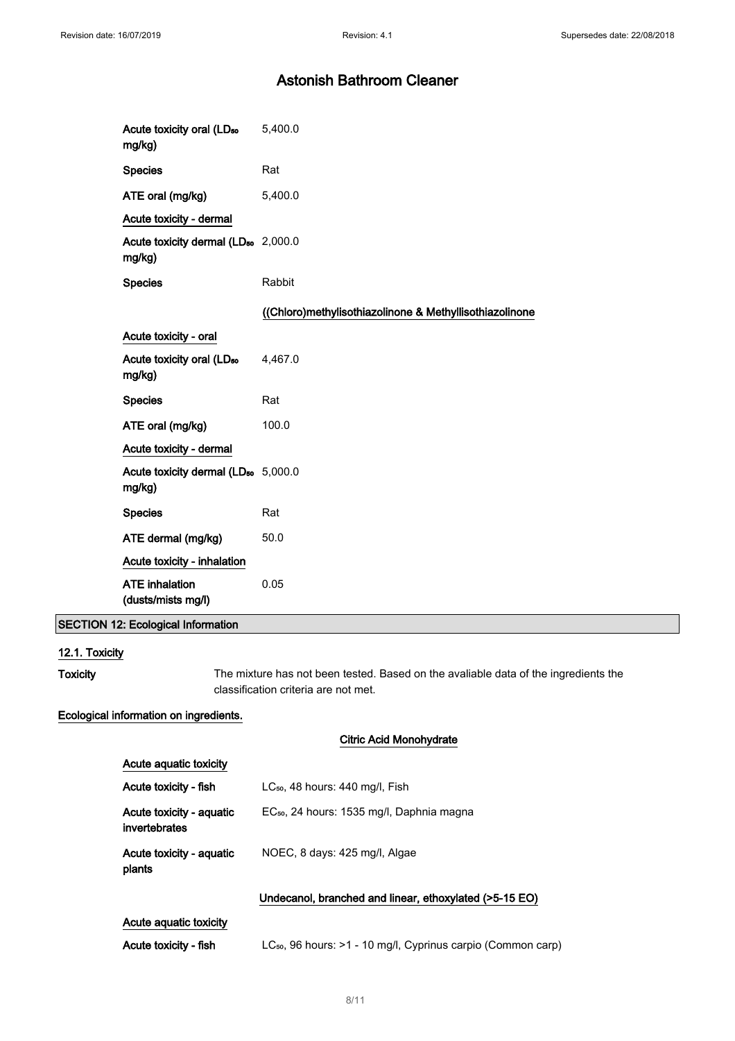| | |
|---|---|
| Acute toxicity oral ($LD_{50}$ mg/kg) | 5,400.0 |
| Species | Rat |
| ATE oral (mg/kg) | 5,400.0 |
| Acute toxicity - dermal | |
| Acute toxicity dermal ($LD_{50}$ mg/kg) | 2,000.0 |
| Species | Rabbit |

**((Chloro)methylisothiazolinone & Methylisothiazolinone**

| | |
|---|---|
| Acute toxicity - oral | |
| Acute toxicity oral ($LD_{50}$ mg/kg) | 4,467.0 |
| Species | Rat |
| ATE oral (mg/kg) | 100.0 |
| Acute toxicity - dermal | |
| Acute toxicity dermal ($LD_{50}$ mg/kg) | 5,000.0 |
| Species | Rat |
| ATE dermal (mg/kg) | 50.0 |
| Acute toxicity - inhalation | |
| ATE inhalation (dusts/mists mg/l) | 0.05 |

## SECTION 12: Ecological Information

### 12.1. Toxicity

**Toxicity** The mixture has not been tested. Based on the avaliable data of the ingredients the classification criteria are not met.

**Ecological information on ingredients.**

**Citric Acid Monohydrate**

| | |
|---|---|
| Acute aquatic toxicity | |
| Acute toxicity - fish | $LC_{50}$, 48 hours: 440 mg/l, Fish |
| Acute toxicity - aquatic invertebrates | $EC_{50}$, 24 hours: 1535 mg/l, Daphnia magna |
| Acute toxicity - aquatic plants | NOEC, 8 days: 425 mg/l, Algae |

**Undecanol, branched and linear, ethoxylated (>5-15 EO)**

| | |
|---|---|
| Acute aquatic toxicity | |
| Acute toxicity - fish | $LC_{50}$, 96 hours: >1 - 10 mg/l, Cyprinus carpio (Common carp) |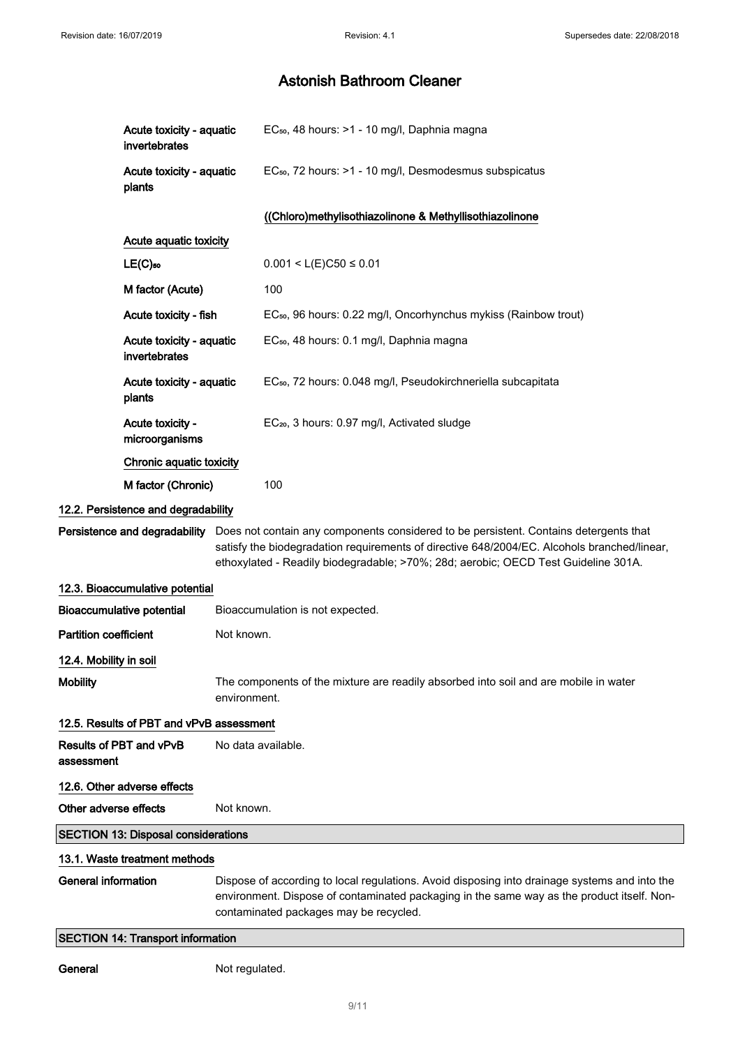# Astonish Bathroom Cleaner

| | |
|---|---|
| Acute toxicity - aquatic invertebrates | $EC_{50}$, 48 hours: >1 - 10 mg/l, Daphnia magna |
| Acute toxicity - aquatic plants | $EC_{50}$, 72 hours: >1 - 10 mg/l, Desmodesmus subspicatus |

**((Chloro)methylisothiazolinone & Methyllisothiazolinone**

**Acute aquatic toxicity**

| | |
|---|---|
| $LE(C)_{50}$ | 0.001 < L(E)C50 ≤ 0.01 |
| M factor (Acute) | 100 |
| Acute toxicity - fish | $EC_{50}$, 96 hours: 0.22 mg/l, Oncorhynchus mykiss (Rainbow trout) |
| Acute toxicity - aquatic invertebrates | $EC_{50}$, 48 hours: 0.1 mg/l, Daphnia magna |
| Acute toxicity - aquatic plants | $EC_{50}$, 72 hours: 0.048 mg/l, Pseudokirchneriella subcapitata |
| Acute toxicity - microorganisms | $EC_{20}$, 3 hours: 0.97 mg/l, Activated sludge |

**Chronic aquatic toxicity**

| | |
|---|---|
| M factor (Chronic) | 100 |

### 12.2. Persistence and degradability

**Persistence and degradability** Does not contain any components considered to be persistent. Contains detergents that satisfy the biodegradation requirements of directive 648/2004/EC. Alcohols branched/linear, ethoxylated - Readily biodegradable; >70%; 28d; aerobic; OECD Test Guideline 301A.

### 12.3. Bioaccumulative potential

**Bioaccumulative potential** Bioaccumulation is not expected.

**Partition coefficient** Not known.

### 12.4. Mobility in soil

**Mobility** The components of the mixture are readily absorbed into soil and are mobile in water environment.

### 12.5. Results of PBT and vPvB assessment

**Results of PBT and vPvB assessment** No data available.

### 12.6. Other adverse effects

**Other adverse effects** Not known.

## SECTION 13: Disposal considerations

### 13.1. Waste treatment methods

**General information** Dispose of according to local regulations. Avoid disposing into drainage systems and into the environment. Dispose of contaminated packaging in the same way as the product itself. Non-contaminated packages may be recycled.

## SECTION 14: Transport information

**General** Not regulated.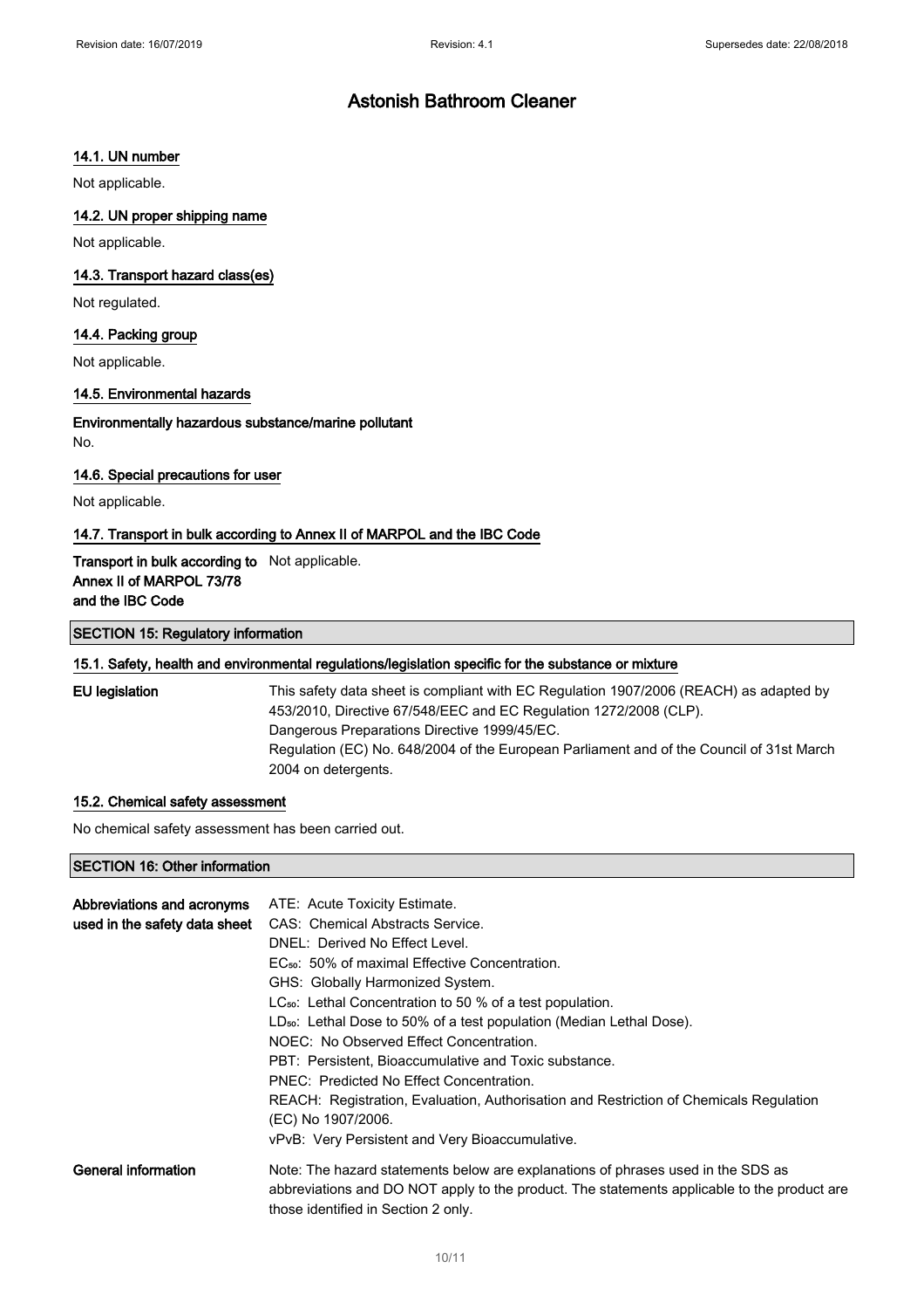# Astonish Bathroom Cleaner

### 14.1. UN number

Not applicable.

### 14.2. UN proper shipping name

Not applicable.

### 14.3. Transport hazard class(es)

Not regulated.

### 14.4. Packing group

Not applicable.

### 14.5. Environmental hazards

**Environmentally hazardous substance/marine pollutant**

No.

### 14.6. Special precautions for user

Not applicable.

### 14.7. Transport in bulk according to Annex II of MARPOL and the IBC Code

**Transport in bulk according to Annex II of MARPOL 73/78 and the IBC Code** Not applicable.

## SECTION 15: Regulatory information

### 15.1. Safety, health and environmental regulations/legislation specific for the substance or mixture

**EU legislation** This safety data sheet is compliant with EC Regulation 1907/2006 (REACH) as adapted by 453/2010, Directive 67/548/EEC and EC Regulation 1272/2008 (CLP).
Dangerous Preparations Directive 1999/45/EC.
Regulation (EC) No. 648/2004 of the European Parliament and of the Council of 31st March 2004 on detergents.

### 15.2. Chemical safety assessment

No chemical safety assessment has been carried out.

## SECTION 16: Other information

**Abbreviations and acronyms used in the safety data sheet**

ATE: Acute Toxicity Estimate.
CAS: Chemical Abstracts Service.
DNEL: Derived No Effect Level.
$EC_{50}$: 50% of maximal Effective Concentration.
GHS: Globally Harmonized System.
$LC_{50}$: Lethal Concentration to 50 % of a test population.
$LD_{50}$: Lethal Dose to 50% of a test population (Median Lethal Dose).
NOEC: No Observed Effect Concentration.
PBT: Persistent, Bioaccumulative and Toxic substance.
PNEC: Predicted No Effect Concentration.
REACH: Registration, Evaluation, Authorisation and Restriction of Chemicals Regulation (EC) No 1907/2006.
vPvB: Very Persistent and Very Bioaccumulative.

**General information** Note: The hazard statements below are explanations of phrases used in the SDS as abbreviations and DO NOT apply to the product. The statements applicable to the product are those identified in Section 2 only.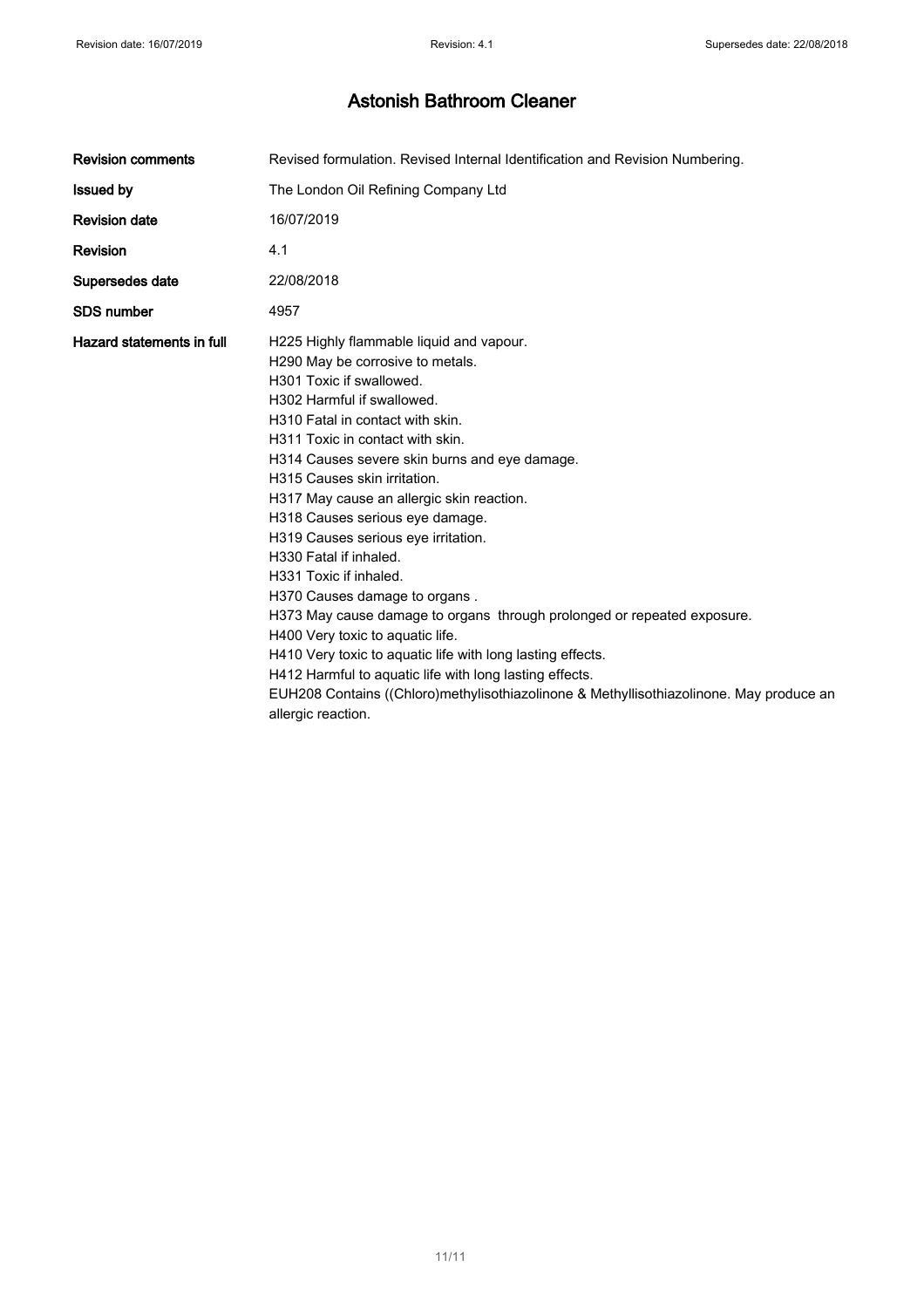# Astonish Bathroom Cleaner

| | |
|---|---|
| **Revision comments** | Revised formulation. Revised Internal Identification and Revision Numbering. |
| **Issued by** | The London Oil Refining Company Ltd |
| **Revision date** | 16/07/2019 |
| **Revision** | 4.1 |
| **Supersedes date** | 22/08/2018 |
| **SDS number** | 4957 |
| **Hazard statements in full** | H225 Highly flammable liquid and vapour.<br>H290 May be corrosive to metals.<br>H301 Toxic if swallowed.<br>H302 Harmful if swallowed.<br>H310 Fatal in contact with skin.<br>H311 Toxic in contact with skin.<br>H314 Causes severe skin burns and eye damage.<br>H315 Causes skin irritation.<br>H317 May cause an allergic skin reaction.<br>H318 Causes serious eye damage.<br>H319 Causes serious eye irritation.<br>H330 Fatal if inhaled.<br>H331 Toxic if inhaled.<br>H370 Causes damage to organs .<br>H373 May cause damage to organs through prolonged or repeated exposure.<br>H400 Very toxic to aquatic life.<br>H410 Very toxic to aquatic life with long lasting effects.<br>H412 Harmful to aquatic life with long lasting effects.<br>EUH208 Contains ((Chloro)methylisothiazolinone & Methyllisothiazolinone. May produce an allergic reaction. |